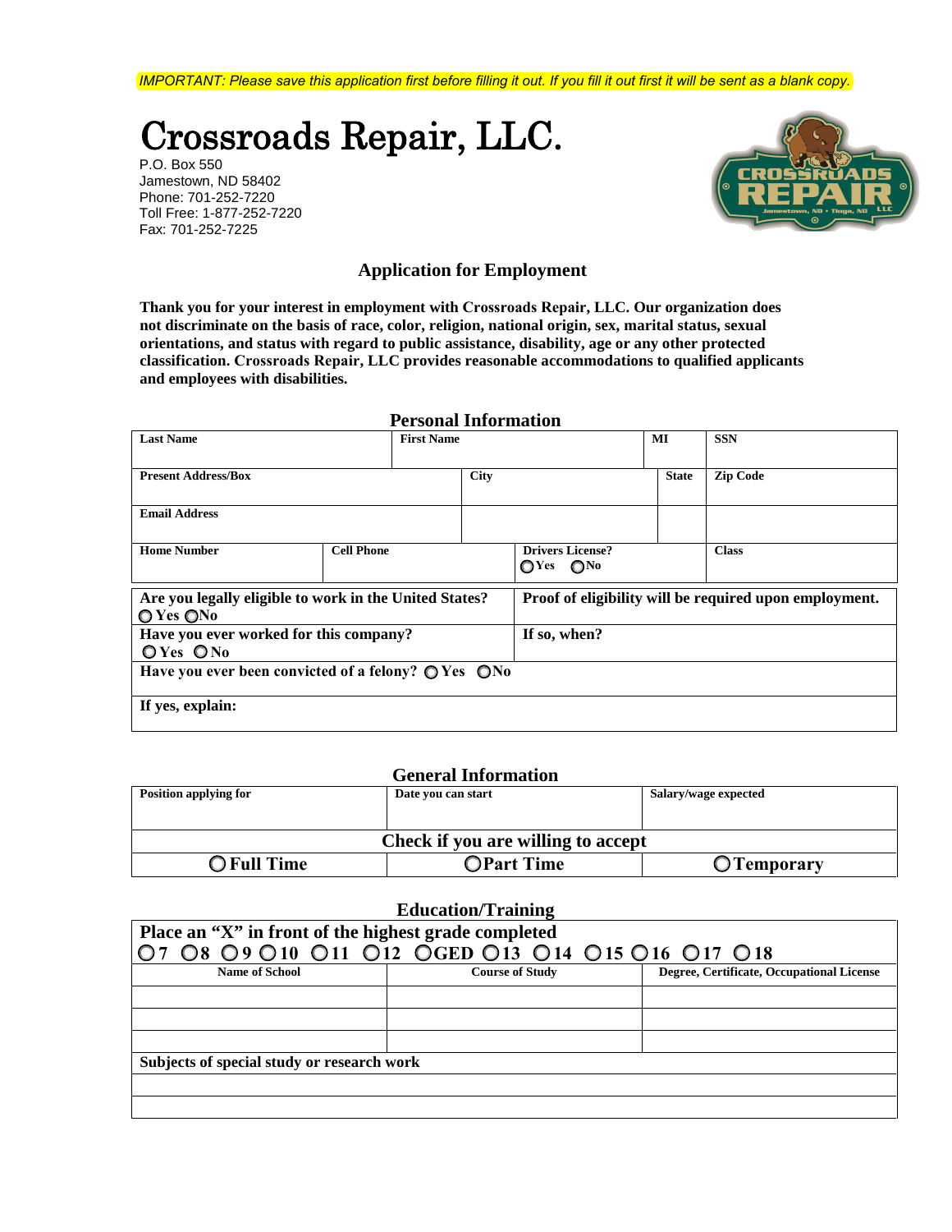*IMPORTANT: Please save this application first before filling it out. If you fill it out first it will be sent as a blank copy.*

# Crossroads Repair, LLC.

P.O. Box 550
Jamestown, ND 58402
Phone: 701-252-7220
Toll Free: 1-877-252-7220
Fax: 701-252-7225

## Application for Employment

**Thank you for your interest in employment with Crossroads Repair, LLC. Our organization does not discriminate on the basis of race, color, religion, national origin, sex, marital status, sexual orientations, and status with regard to public assistance, disability, age or any other protected classification. Crossroads Repair, LLC provides reasonable accommodations to qualified applicants and employees with disabilities.**

### Personal Information

| Last Name | First Name | MI | SSN |
|---|---|---|---|
| | | | |

| Present Address/Box | City | State | Zip Code |
|---|---|---|---|
| Email Address | | | |

| Home Number | Cell Phone | Drivers License? ◯Yes ◯No | Class |
|---|---|---|---|
| | | | |

| Are you legally eligible to work in the United States? ◯ Yes ◯No | Proof of eligibility will be required upon employment. |
|---|---|
| Have you ever worked for this company? ◯ Yes ◯ No | If so, when? |
| Have you ever been convicted of a felony? ◯ Yes ◯No | |
| If yes, explain: | |

### General Information

| Position applying for | Date you can start | Salary/wage expected |
|---|---|---|
| | | |
| **Check if you are willing to accept** | | |
| ◯ Full Time | ◯Part Time | ◯Temporary |

### Education/Training

**Place an "X" in front of the highest grade completed**

◯7 ◯8 ◯9 ◯10 ◯11 ◯12 ◯GED ◯13 ◯14 ◯15 ◯16 ◯17 ◯18

| Name of School | Course of Study | Degree, Certificate, Occupational License |
|---|---|---|
| | | |
| | | |
| | | |

| Subjects of special study or research work |
|---|
| |
| |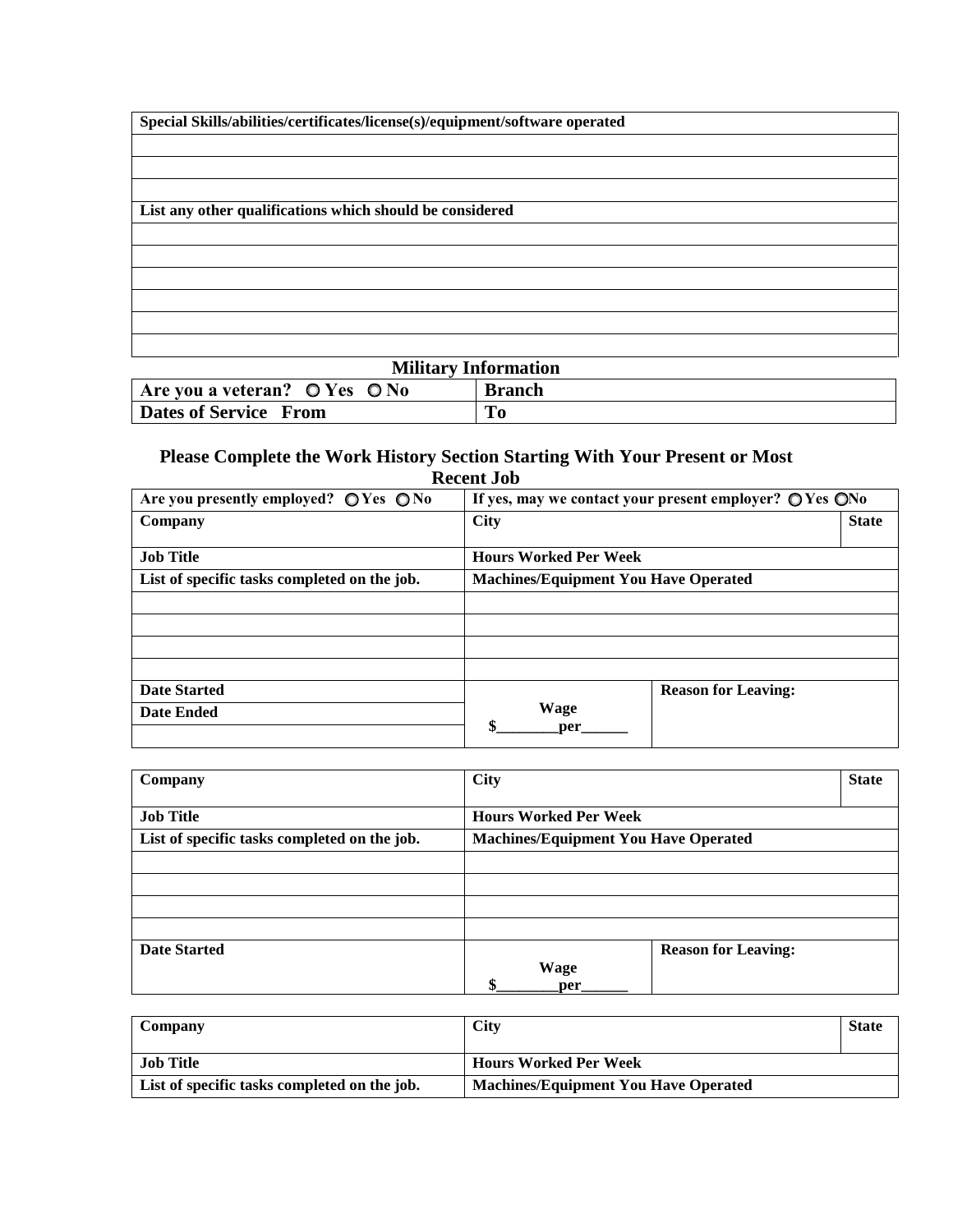| Special Skills/abilities/certificates/license(s)/equipment/software operated |
|---|
| |
| |
| |
| **List any other qualifications which should be considered** |
| |
| |
| |
| |
| |
| |

## Military Information

| Are you a veteran? ○ Yes ○ No | Branch |
|---|---|
| **Dates of Service From** | **To** |

## Please Complete the Work History Section Starting With Your Present or Most Recent Job

| Are you presently employed? ○ Yes ○ No | If yes, may we contact your present employer? ○ Yes ○ No | |
|---|---|---|
| **Company** | **City** | **State** |
| **Job Title** | **Hours Worked Per Week** | |
| **List of specific tasks completed on the job.** | **Machines/Equipment You Have Operated** | |
| | | |
| | | |
| | | |
| | | |
| **Date Started** | | **Reason for Leaving:** |
| **Date Ended** | **Wage** $\_\_\_\_\_\_\_\_per\_\_\_\_\_\_ | |
| | | |

| Company | City | State |
|---|---|---|
| **Job Title** | **Hours Worked Per Week** | |
| **List of specific tasks completed on the job.** | **Machines/Equipment You Have Operated** | |
| | | |
| | | |
| | | |
| | | |
| **Date Started** | **Wage** $\_\_\_\_\_\_\_\_per\_\_\_\_\_\_ | **Reason for Leaving:** |

| Company | City | State |
|---|---|---|
| **Job Title** | **Hours Worked Per Week** | |
| **List of specific tasks completed on the job.** | **Machines/Equipment You Have Operated** | |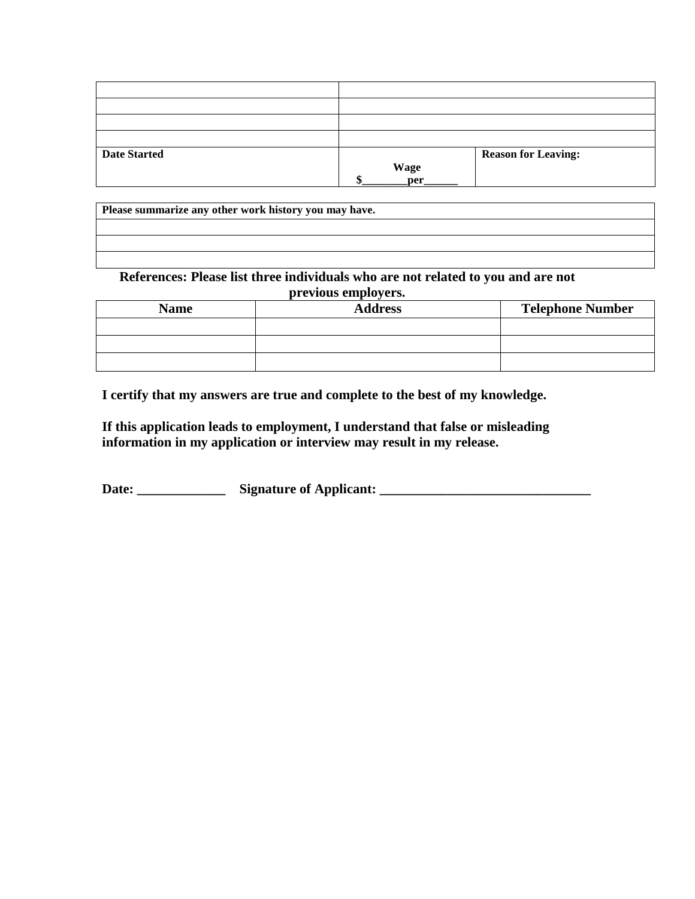| | | |
|---|---|---|
| | | |
| | | |
| | | |
| | | |
| **Date Started** | **Wage** **$_______per______** | **Reason for Leaving:** |

| **Please summarize any other work history you may have.** |
|---|
| |
| |
| |

**References: Please list three individuals who are not related to you and are not previous employers.**

| Name | Address | Telephone Number |
|---|---|---|
| | | |
| | | |
| | | |

**I certify that my answers are true and complete to the best of my knowledge.**

**If this application leads to employment, I understand that false or misleading information in my application or interview may result in my release.**

**Date: _____________ Signature of Applicant: _______________________________**